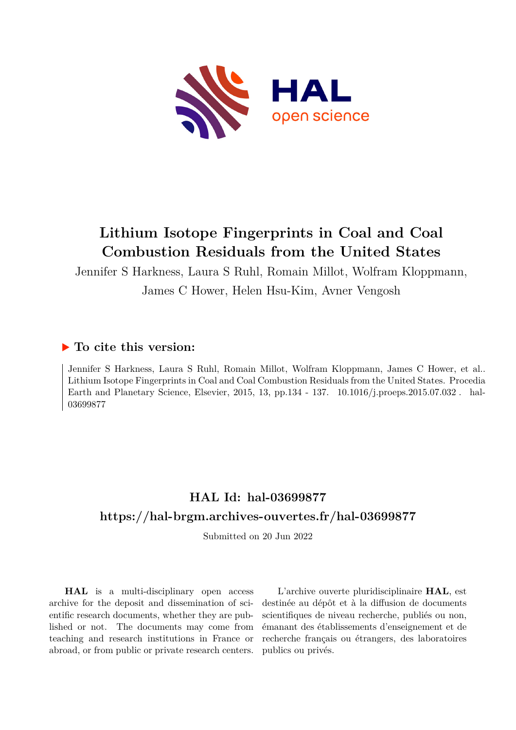# Lithium Isotope Fingerprints in Coal and Coal Combustion Residuals from the United States

Jennifer S Harkness, Laura S Ruhl, Romain Millot, Wolfram Kloppmann, James C Hower, Helen Hsu-Kim, Avner Vengosh

## ▶ To cite this version:

Jennifer S Harkness, Laura S Ruhl, Romain Millot, Wolfram Kloppmann, James C Hower, et al.. Lithium Isotope Fingerprints in Coal and Coal Combustion Residuals from the United States. Procedia Earth and Planetary Science, Elsevier, 2015, 13, pp.134 - 137. 10.1016/j.proeps.2015.07.032 . hal-03699877

## HAL Id: hal-03699877

## https://hal-brgm.archives-ouvertes.fr/hal-03699877

Submitted on 20 Jun 2022

**HAL** is a multi-disciplinary open access archive for the deposit and dissemination of scientific research documents, whether they are published or not. The documents may come from teaching and research institutions in France or abroad, or from public or private research centers.

L'archive ouverte pluridisciplinaire **HAL**, est destinée au dépôt et à la diffusion de documents scientifiques de niveau recherche, publiés ou non, émanant des établissements d'enseignement et de recherche français ou étrangers, des laboratoires publics ou privés.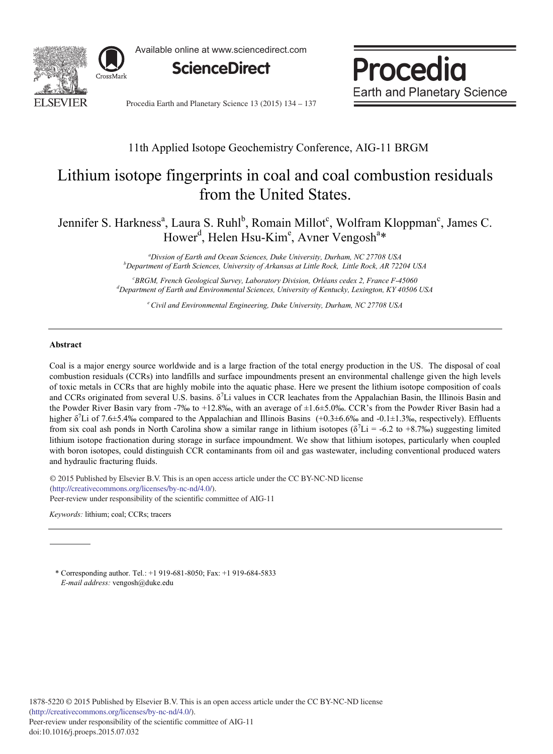11th Applied Isotope Geochemistry Conference, AIG-11 BRGM

# Lithium isotope fingerprints in coal and coal combustion residuals from the United States.

Jennifer S. Harkness[a], Laura S. Ruhl[b], Romain Millot[c], Wolfram Kloppman[c], James C. Hower[d], Helen Hsu-Kim[e], Avner Vengosh[a]*

[a]*Divsion of Earth and Ocean Sciences, Duke University, Durham, NC 27708 USA*
[b]*Department of Earth Sciences, University of Arkansas at Little Rock, Little Rock, AR 72204 USA*
[c]*BRGM, French Geological Survey, Laboratory Division, Orléans cedex 2, France F-45060*
[d]*Department of Earth and Environmental Sciences, University of Kentucky, Lexington, KY 40506 USA*
[e]*Civil and Environmental Engineering, Duke University, Durham, NC 27708 USA*

---

**Abstract**

Coal is a major energy source worldwide and is a large fraction of the total energy production in the US. The disposal of coal combustion residuals (CCRs) into landfills and surface impoundments present an environmental challenge given the high levels of toxic metals in CCRs that are highly mobile into the aquatic phase. Here we present the lithium isotope composition of coals and CCRs originated from several U.S. basins. $\delta^7$Li values in CCR leachates from the Appalachian Basin, the Illinois Basin and the Powder River Basin vary from -7‰ to +12.8‰, with an average of ±1.6±5.0‰. CCR's from the Powder River Basin had a higher $\delta^7$Li of 7.6±5.4‰ compared to the Appalachian and Illinois Basins (+0.3±6.6‰ and -0.1±1.3‰, respectively). Effluents from six coal ash ponds in North Carolina show a similar range in lithium isotopes ($\delta^7$Li = -6.2 to +8.7‰) suggesting limited lithium isotope fractionation during storage in surface impoundment. We show that lithium isotopes, particularly when coupled with boron isotopes, could distinguish CCR contaminants from oil and gas wastewater, including conventional produced waters and hydraulic fracturing fluids.

© 2015 Published by Elsevier B.V. This is an open access article under the CC BY-NC-ND license (http://creativecommons.org/licenses/by-nc-nd/4.0/).
Peer-review under responsibility of the scientific committee of AIG-11

*Keywords:* lithium; coal; CCRs; tracers

---

\* Corresponding author. Tel.: +1 919-681-8050; Fax: +1 919-684-5833
*E-mail address:* vengosh@duke.edu

1878-5220 © 2015 Published by Elsevier B.V. This is an open access article under the CC BY-NC-ND license (http://creativecommons.org/licenses/by-nc-nd/4.0/).
Peer-review under responsibility of the scientific committee of AIG-11
doi:10.1016/j.proeps.2015.07.032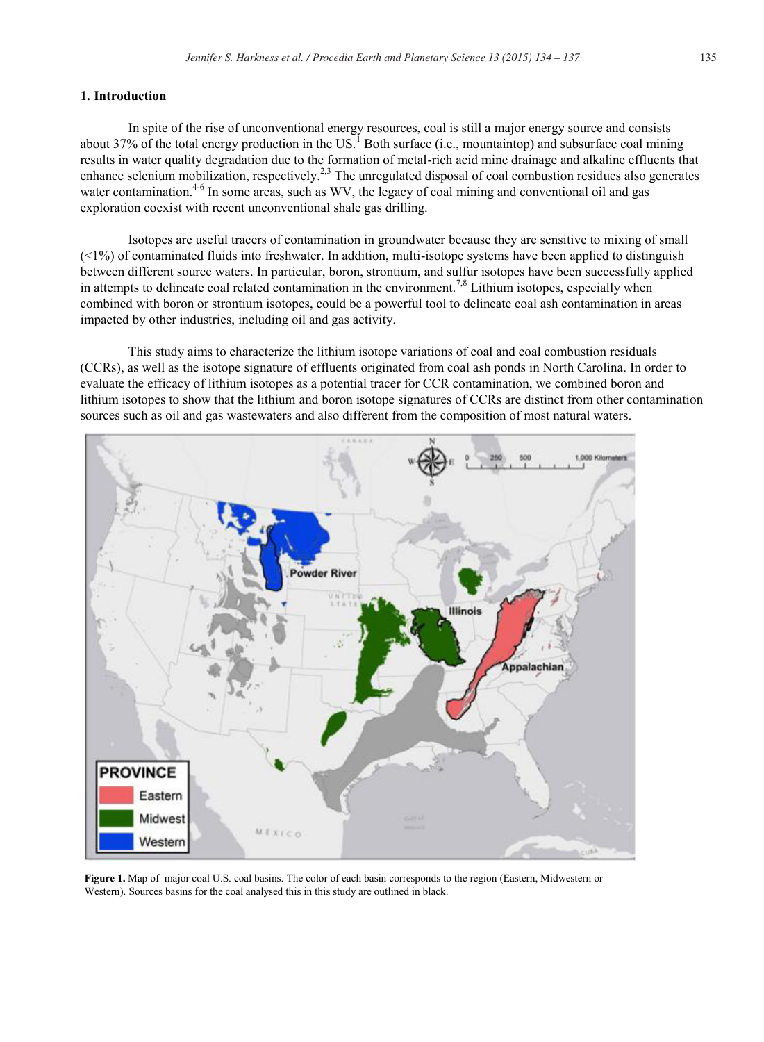## 1. Introduction

In spite of the rise of unconventional energy resources, coal is still a major energy source and consists about 37% of the total energy production in the US.[1] Both surface (i.e., mountaintop) and subsurface coal mining results in water quality degradation due to the formation of metal-rich acid mine drainage and alkaline effluents that enhance selenium mobilization, respectively.[2,3] The unregulated disposal of coal combustion residues also generates water contamination.[4-6] In some areas, such as WV, the legacy of coal mining and conventional oil and gas exploration coexist with recent unconventional shale gas drilling.

Isotopes are useful tracers of contamination in groundwater because they are sensitive to mixing of small (<1%) of contaminated fluids into freshwater. In addition, multi-isotope systems have been applied to distinguish between different source waters. In particular, boron, strontium, and sulfur isotopes have been successfully applied in attempts to delineate coal related contamination in the environment.[7,8] Lithium isotopes, especially when combined with boron or strontium isotopes, could be a powerful tool to delineate coal ash contamination in areas impacted by other industries, including oil and gas activity.

This study aims to characterize the lithium isotope variations of coal and coal combustion residuals (CCRs), as well as the isotope signature of effluents originated from coal ash ponds in North Carolina. In order to evaluate the efficacy of lithium isotopes as a potential tracer for CCR contamination, we combined boron and lithium isotopes to show that the lithium and boron isotope signatures of CCRs are distinct from other contamination sources such as oil and gas wastewaters and also different from the composition of most natural waters.

**Figure 1.** Map of major coal U.S. coal basins. The color of each basin corresponds to the region (Eastern, Midwestern or Western). Sources basins for the coal analysed this in this study are outlined in black.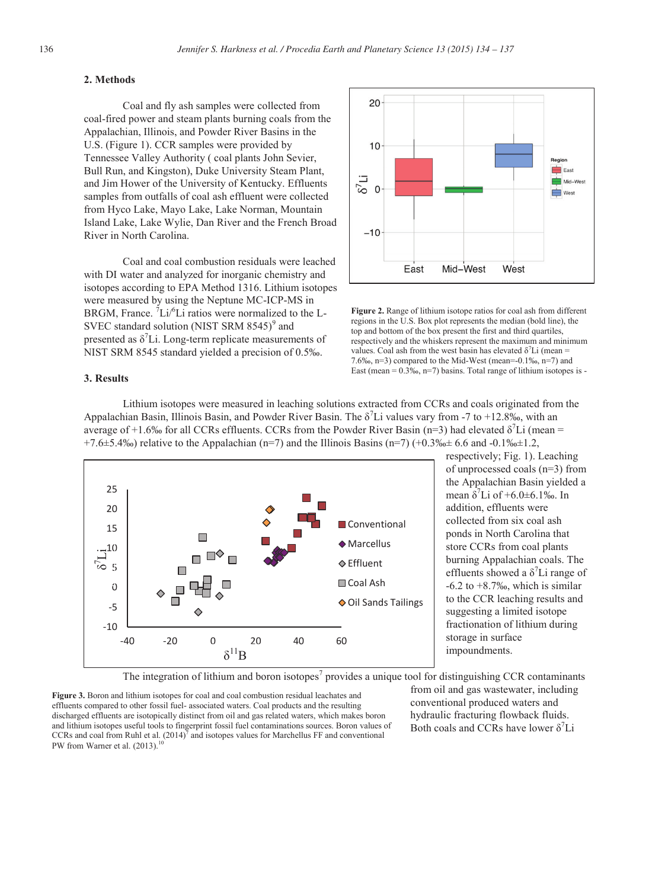## 2. Methods

Coal and fly ash samples were collected from coal-fired power and steam plants burning coals from the Appalachian, Illinois, and Powder River Basins in the U.S. (Figure 1). CCR samples were provided by Tennessee Valley Authority ( coal plants John Sevier, Bull Run, and Kingston), Duke University Steam Plant, and Jim Hower of the University of Kentucky. Effluents samples from outfalls of coal ash effluent were collected from Hyco Lake, Mayo Lake, Lake Norman, Mountain Island Lake, Lake Wylie, Dan River and the French Broad River in North Carolina.

Coal and coal combustion residuals were leached with DI water and analyzed for inorganic chemistry and isotopes according to EPA Method 1316. Lithium isotopes were measured by using the Neptune MC-ICP-MS in BRGM, France. $^{7}Li/^{6}Li$ ratios were normalized to the L-SVEC standard solution (NIST SRM 8545)[9] and presented as $\delta^{7}Li$. Long-term replicate measurements of NIST SRM 8545 standard yielded a precision of 0.5‰.

**Figure 2.** Range of lithium isotope ratios for coal ash from different regions in the U.S. Box plot represents the median (bold line), the top and bottom of the box present the first and third quartiles, respectively and the whiskers represent the maximum and minimum values. Coal ash from the west basin has elevated $\delta^{7}Li$ (mean = 7.6‰, n=3) compared to the Mid-West (mean=-0.1‰, n=7) and East (mean = 0.3‰, n=7) basins. Total range of lithium isotopes is -

## 3. Results

Lithium isotopes were measured in leaching solutions extracted from CCRs and coals originated from the Appalachian Basin, Illinois Basin, and Powder River Basin. The $\delta^{7}Li$ values vary from -7 to +12.8‰, with an average of +1.6‰ for all CCRs effluents. CCRs from the Powder River Basin (n=3) had elevated $\delta^{7}Li$ (mean = +7.6±5.4‰) relative to the Appalachian (n=7) and the Illinois Basins (n=7) (+0.3‰± 6.6 and -0.1‰±1.2, respectively; Fig. 1). Leaching of unprocessed coals (n=3) from the Appalachian Basin yielded a mean $\delta^{7}Li$ of +6.0±6.1‰. In addition, effluents were collected from six coal ash ponds in North Carolina that store CCRs from coal plants burning Appalachian coals. The effluents showed a $\delta^{7}Li$ range of -6.2 to +8.7‰, which is similar to the CCR leaching results and suggesting a limited isotope fractionation of lithium during storage in surface impoundments.

The integration of lithium and boron isotopes[7] provides a unique tool for distinguishing CCR contaminants from oil and gas wastewater, including conventional produced waters and hydraulic fracturing flowback fluids. Both coals and CCRs have lower $\delta^{7}Li$

**Figure 3.** Boron and lithium isotopes for coal and coal combustion residual leachates and effluents compared to other fossil fuel- associated waters. Coal products and the resulting discharged effluents are isotopically distinct from oil and gas related waters, which makes boron and lithium isotopes useful tools to fingerprint fossil fuel contaminations sources. Boron values of CCRs and coal from Ruhl et al. (2014)[7] and isotopes values for Marchellus FF and conventional PW from Warner et al. (2013).[10]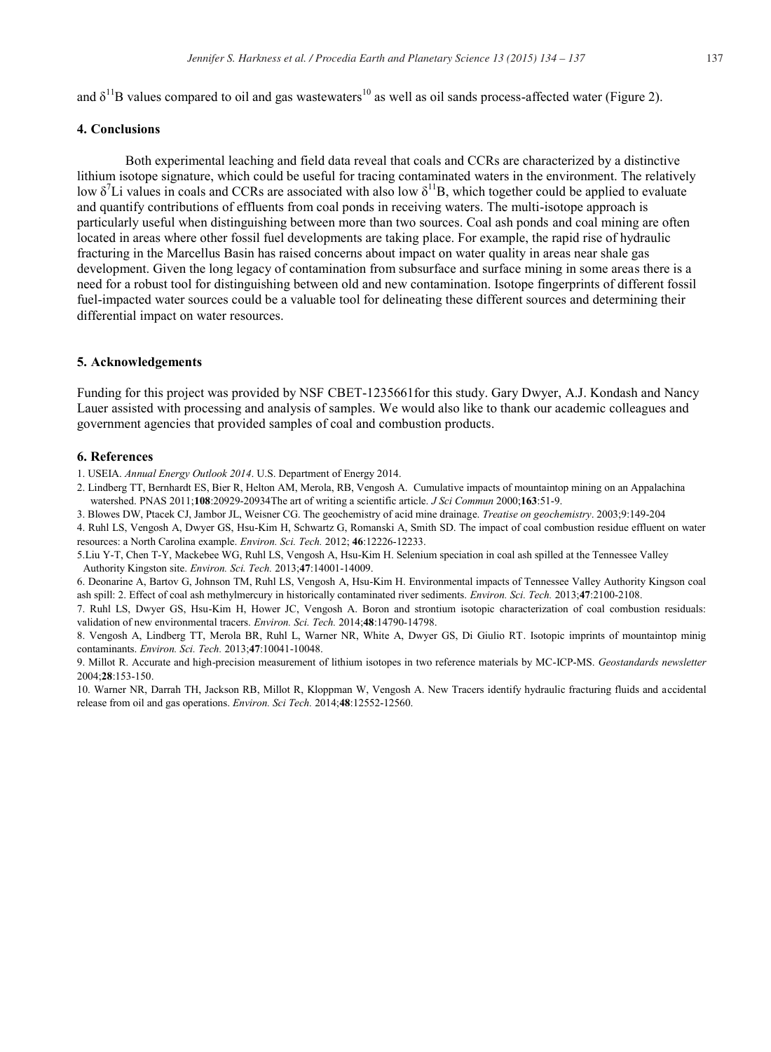and $\delta^{11}B$ values compared to oil and gas wastewaters[10] as well as oil sands process-affected water (Figure 2).

## 4. Conclusions

Both experimental leaching and field data reveal that coals and CCRs are characterized by a distinctive lithium isotope signature, which could be useful for tracing contaminated waters in the environment. The relatively low $\delta^{7}Li$ values in coals and CCRs are associated with also low $\delta^{11}B$, which together could be applied to evaluate and quantify contributions of effluents from coal ponds in receiving waters. The multi-isotope approach is particularly useful when distinguishing between more than two sources. Coal ash ponds and coal mining are often located in areas where other fossil fuel developments are taking place. For example, the rapid rise of hydraulic fracturing in the Marcellus Basin has raised concerns about impact on water quality in areas near shale gas development. Given the long legacy of contamination from subsurface and surface mining in some areas there is a need for a robust tool for distinguishing between old and new contamination. Isotope fingerprints of different fossil fuel-impacted water sources could be a valuable tool for delineating these different sources and determining their differential impact on water resources.

## 5. Acknowledgements

Funding for this project was provided by NSF CBET-1235661for this study. Gary Dwyer, A.J. Kondash and Nancy Lauer assisted with processing and analysis of samples. We would also like to thank our academic colleagues and government agencies that provided samples of coal and combustion products.

## 6. References

1. USEIA. *Annual Energy Outlook 2014*. U.S. Department of Energy 2014.
2. Lindberg TT, Bernhardt ES, Bier R, Helton AM, Merola, RB, Vengosh A. Cumulative impacts of mountaintop mining on an Appalachina watershed. PNAS 2011;**108**:20929-20934The art of writing a scientific article. *J Sci Commun* 2000;**163**:51-9.
3. Blowes DW, Ptacek CJ, Jambor JL, Weisner CG. The geochemistry of acid mine drainage. *Treatise on geochemistry*. 2003;9:149-204
4. Ruhl LS, Vengosh A, Dwyer GS, Hsu-Kim H, Schwartz G, Romanski A, Smith SD. The impact of coal combustion residue effluent on water resources: a North Carolina example. *Environ. Sci. Tech.* 2012; **46**:12226-12233.
5. Liu Y-T, Chen T-Y, Mackebee WG, Ruhl LS, Vengosh A, Hsu-Kim H. Selenium speciation in coal ash spilled at the Tennessee Valley Authority Kingston site. *Environ. Sci. Tech.* 2013;**47**:14001-14009.
6. Deonarine A, Bartov G, Johnson TM, Ruhl LS, Vengosh A, Hsu-Kim H. Environmental impacts of Tennessee Valley Authority Kingson coal ash spill: 2. Effect of coal ash methylmercury in historically contaminated river sediments. *Environ. Sci. Tech.* 2013;**47**:2100-2108.
7. Ruhl LS, Dwyer GS, Hsu-Kim H, Hower JC, Vengosh A. Boron and strontium isotopic characterization of coal combustion residuals: validation of new environmental tracers. *Environ. Sci. Tech.* 2014;**48**:14790-14798.
8. Vengosh A, Lindberg TT, Merola BR, Ruhl L, Warner NR, White A, Dwyer GS, Di Giulio RT. Isotopic imprints of mountaintop minig contaminants. *Environ. Sci. Tech.* 2013;**47**:10041-10048.
9. Millot R. Accurate and high-precision measurement of lithium isotopes in two reference materials by MC-ICP-MS. *Geostandards newsletter* 2004;**28**:153-150.
10. Warner NR, Darrah TH, Jackson RB, Millot R, Kloppman W, Vengosh A. New Tracers identify hydraulic fracturing fluids and accidental release from oil and gas operations. *Environ. Sci Tech.* 2014;**48**:12552-12560.